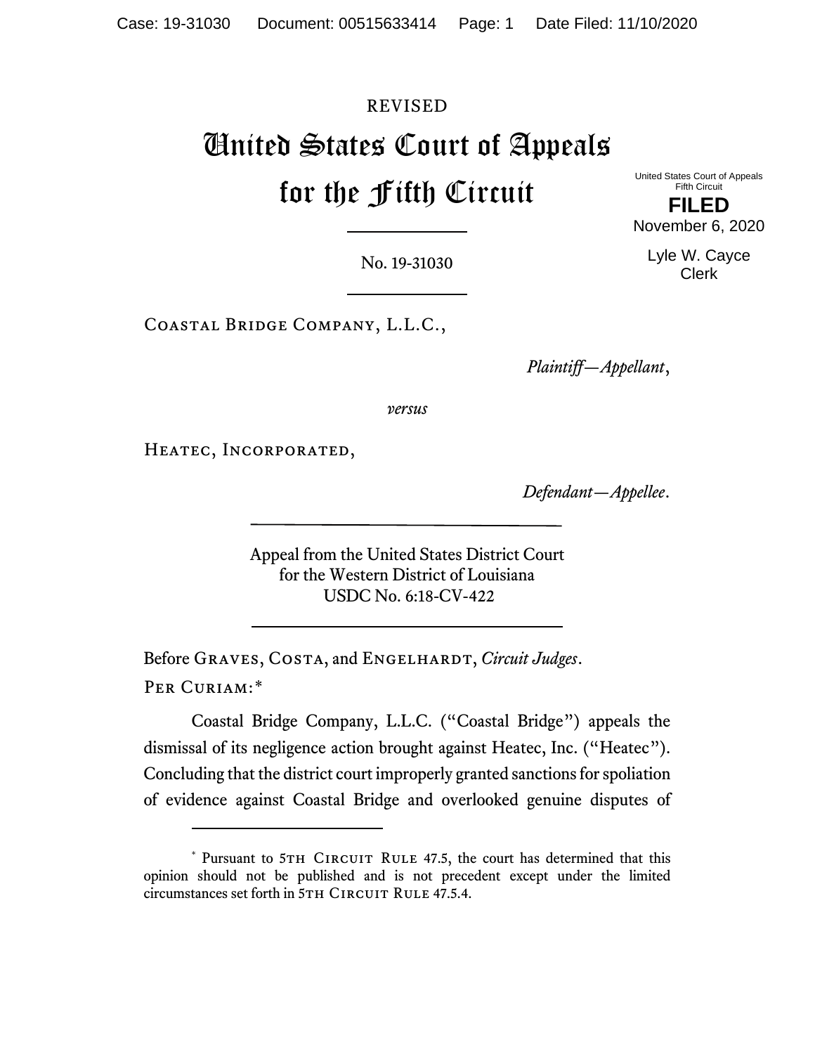REVISED

# United States Court of Appeals for the Fifth Circuit

United States Court of Appeals
Fifth Circuit

**FILED**

November 6, 2020

Lyle W. Cayce
Clerk

No. 19-31030

Coastal Bridge Company, L.L.C.,

*Plaintiff—Appellant*,

*versus*

Heatec, Incorporated,

*Defendant—Appellee*.

Appeal from the United States District Court
for the Western District of Louisiana
USDC No. 6:18-CV-422

Before Graves, Costa, and Engelhardt, *Circuit Judges*.

Per Curiam:*

Coastal Bridge Company, L.L.C. ("Coastal Bridge") appeals the dismissal of its negligence action brought against Heatec, Inc. ("Heatec"). Concluding that the district court improperly granted sanctions for spoliation of evidence against Coastal Bridge and overlooked genuine disputes of

---

* Pursuant to 5th Circuit Rule 47.5, the court has determined that this opinion should not be published and is not precedent except under the limited circumstances set forth in 5th Circuit Rule 47.5.4.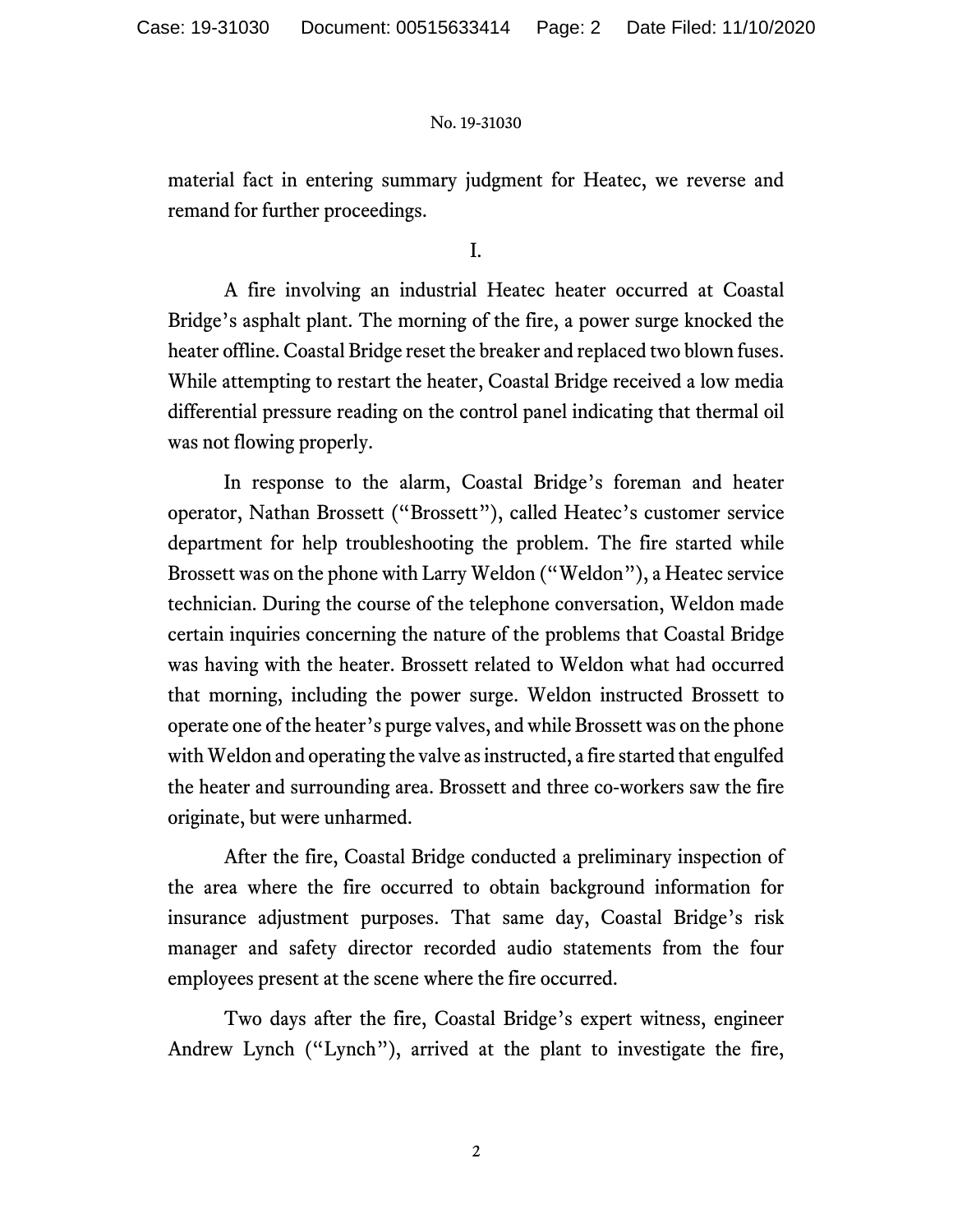material fact in entering summary judgment for Heatec, we reverse and remand for further proceedings.

I.

A fire involving an industrial Heatec heater occurred at Coastal Bridge's asphalt plant. The morning of the fire, a power surge knocked the heater offline. Coastal Bridge reset the breaker and replaced two blown fuses. While attempting to restart the heater, Coastal Bridge received a low media differential pressure reading on the control panel indicating that thermal oil was not flowing properly.

In response to the alarm, Coastal Bridge's foreman and heater operator, Nathan Brossett ("Brossett"), called Heatec's customer service department for help troubleshooting the problem. The fire started while Brossett was on the phone with Larry Weldon ("Weldon"), a Heatec service technician. During the course of the telephone conversation, Weldon made certain inquiries concerning the nature of the problems that Coastal Bridge was having with the heater. Brossett related to Weldon what had occurred that morning, including the power surge. Weldon instructed Brossett to operate one of the heater's purge valves, and while Brossett was on the phone with Weldon and operating the valve as instructed, a fire started that engulfed the heater and surrounding area. Brossett and three co-workers saw the fire originate, but were unharmed.

After the fire, Coastal Bridge conducted a preliminary inspection of the area where the fire occurred to obtain background information for insurance adjustment purposes. That same day, Coastal Bridge's risk manager and safety director recorded audio statements from the four employees present at the scene where the fire occurred.

Two days after the fire, Coastal Bridge's expert witness, engineer Andrew Lynch ("Lynch"), arrived at the plant to investigate the fire,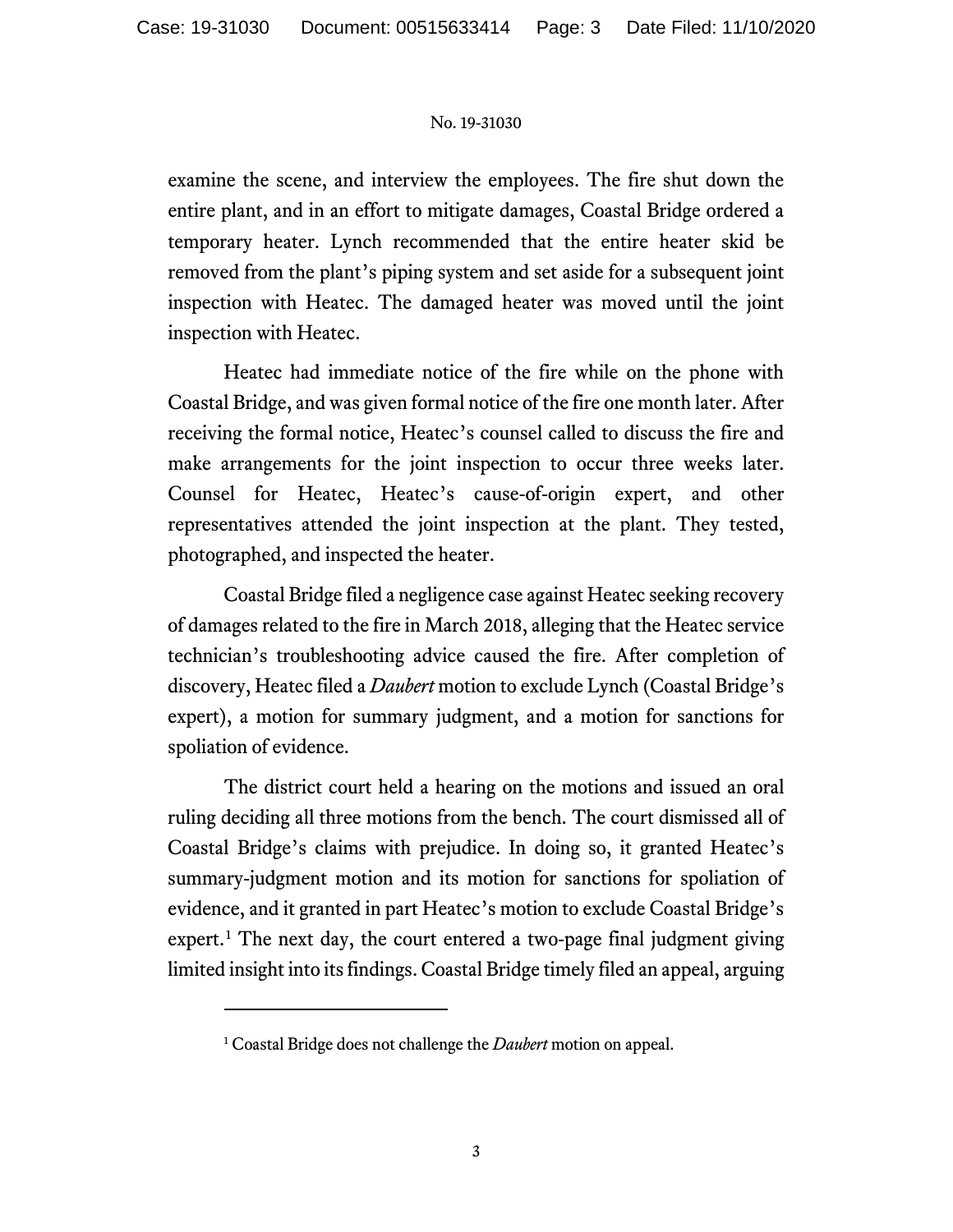examine the scene, and interview the employees. The fire shut down the entire plant, and in an effort to mitigate damages, Coastal Bridge ordered a temporary heater. Lynch recommended that the entire heater skid be removed from the plant's piping system and set aside for a subsequent joint inspection with Heatec. The damaged heater was moved until the joint inspection with Heatec.

Heatec had immediate notice of the fire while on the phone with Coastal Bridge, and was given formal notice of the fire one month later. After receiving the formal notice, Heatec's counsel called to discuss the fire and make arrangements for the joint inspection to occur three weeks later. Counsel for Heatec, Heatec's cause-of-origin expert, and other representatives attended the joint inspection at the plant. They tested, photographed, and inspected the heater.

Coastal Bridge filed a negligence case against Heatec seeking recovery of damages related to the fire in March 2018, alleging that the Heatec service technician's troubleshooting advice caused the fire. After completion of discovery, Heatec filed a *Daubert* motion to exclude Lynch (Coastal Bridge's expert), a motion for summary judgment, and a motion for sanctions for spoliation of evidence.

The district court held a hearing on the motions and issued an oral ruling deciding all three motions from the bench. The court dismissed all of Coastal Bridge's claims with prejudice. In doing so, it granted Heatec's summary-judgment motion and its motion for sanctions for spoliation of evidence, and it granted in part Heatec's motion to exclude Coastal Bridge's expert.[1] The next day, the court entered a two-page final judgment giving limited insight into its findings. Coastal Bridge timely filed an appeal, arguing

[1] Coastal Bridge does not challenge the *Daubert* motion on appeal.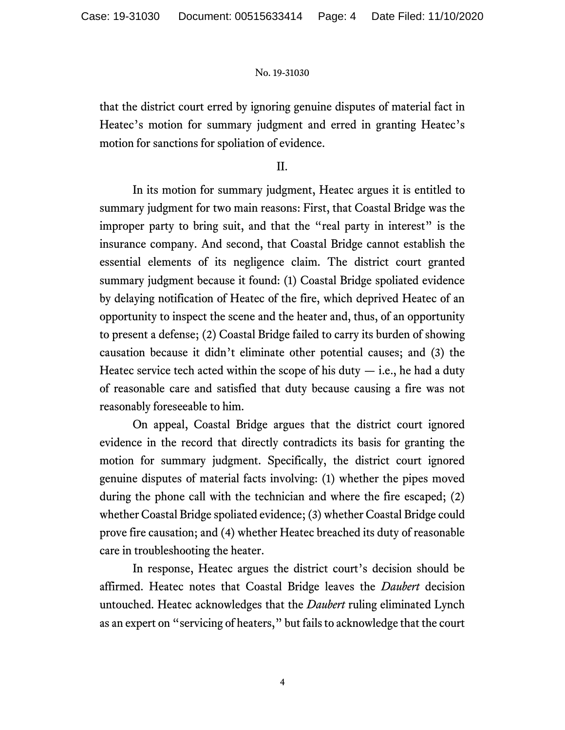that the district court erred by ignoring genuine disputes of material fact in Heatec's motion for summary judgment and erred in granting Heatec's motion for sanctions for spoliation of evidence.

## II.

In its motion for summary judgment, Heatec argues it is entitled to summary judgment for two main reasons: First, that Coastal Bridge was the improper party to bring suit, and that the "real party in interest" is the insurance company. And second, that Coastal Bridge cannot establish the essential elements of its negligence claim. The district court granted summary judgment because it found: (1) Coastal Bridge spoliated evidence by delaying notification of Heatec of the fire, which deprived Heatec of an opportunity to inspect the scene and the heater and, thus, of an opportunity to present a defense; (2) Coastal Bridge failed to carry its burden of showing causation because it didn't eliminate other potential causes; and (3) the Heatec service tech acted within the scope of his duty — i.e., he had a duty of reasonable care and satisfied that duty because causing a fire was not reasonably foreseeable to him.

On appeal, Coastal Bridge argues that the district court ignored evidence in the record that directly contradicts its basis for granting the motion for summary judgment. Specifically, the district court ignored genuine disputes of material facts involving: (1) whether the pipes moved during the phone call with the technician and where the fire escaped; (2) whether Coastal Bridge spoliated evidence; (3) whether Coastal Bridge could prove fire causation; and (4) whether Heatec breached its duty of reasonable care in troubleshooting the heater.

In response, Heatec argues the district court's decision should be affirmed. Heatec notes that Coastal Bridge leaves the *Daubert* decision untouched. Heatec acknowledges that the *Daubert* ruling eliminated Lynch as an expert on "servicing of heaters," but fails to acknowledge that the court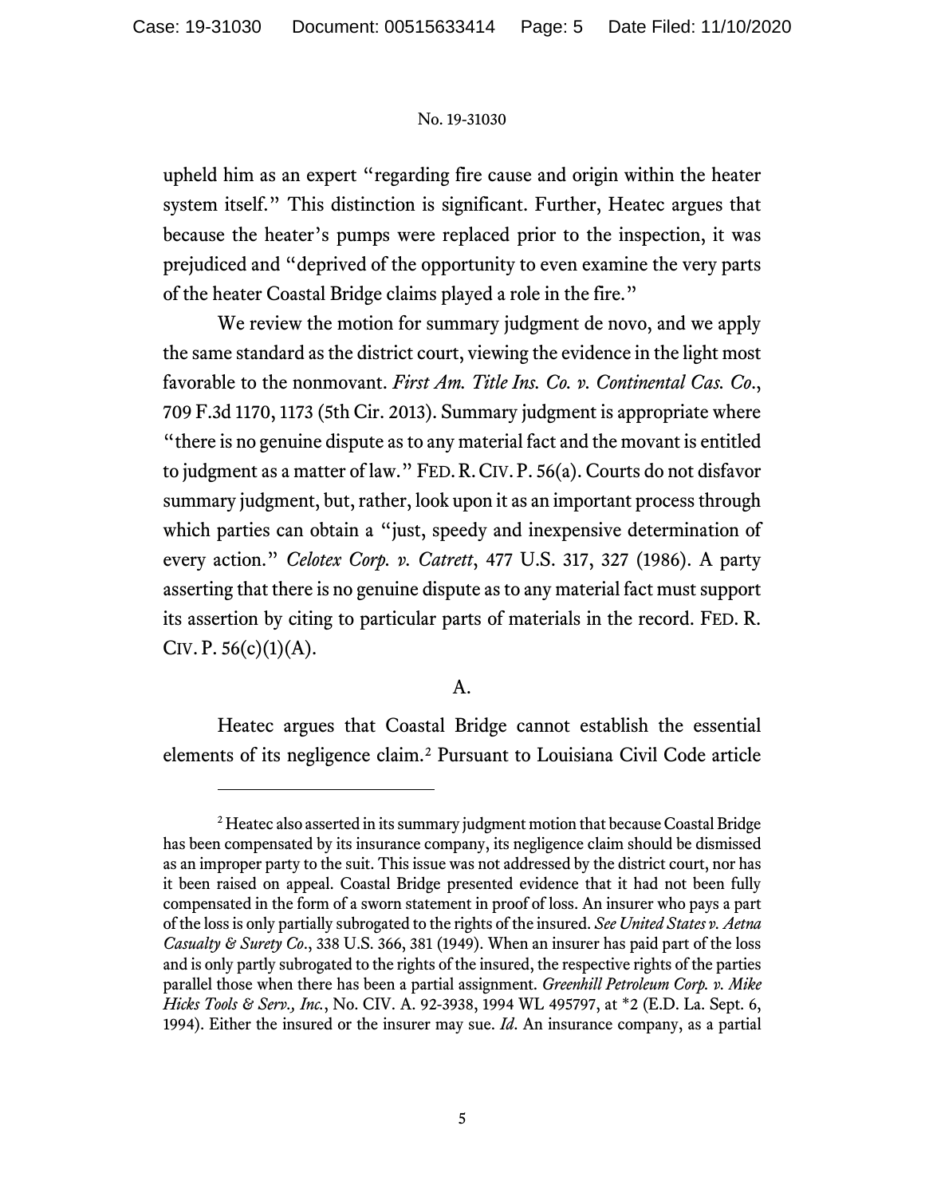upheld him as an expert "regarding fire cause and origin within the heater system itself." This distinction is significant. Further, Heatec argues that because the heater's pumps were replaced prior to the inspection, it was prejudiced and "deprived of the opportunity to even examine the very parts of the heater Coastal Bridge claims played a role in the fire."

We review the motion for summary judgment de novo, and we apply the same standard as the district court, viewing the evidence in the light most favorable to the nonmovant. *First Am. Title Ins. Co. v. Continental Cas. Co.*, 709 F.3d 1170, 1173 (5th Cir. 2013). Summary judgment is appropriate where "there is no genuine dispute as to any material fact and the movant is entitled to judgment as a matter of law." FED. R. CIV. P. 56(a). Courts do not disfavor summary judgment, but, rather, look upon it as an important process through which parties can obtain a "just, speedy and inexpensive determination of every action." *Celotex Corp. v. Catrett*, 477 U.S. 317, 327 (1986). A party asserting that there is no genuine dispute as to any material fact must support its assertion by citing to particular parts of materials in the record. FED. R. CIV. P. 56(c)(1)(A).

### A.

Heatec argues that Coastal Bridge cannot establish the essential elements of its negligence claim.[2] Pursuant to Louisiana Civil Code article

---

[2] Heatec also asserted in its summary judgment motion that because Coastal Bridge has been compensated by its insurance company, its negligence claim should be dismissed as an improper party to the suit. This issue was not addressed by the district court, nor has it been raised on appeal. Coastal Bridge presented evidence that it had not been fully compensated in the form of a sworn statement in proof of loss. An insurer who pays a part of the loss is only partially subrogated to the rights of the insured. *See United States v. Aetna Casualty & Surety Co.*, 338 U.S. 366, 381 (1949). When an insurer has paid part of the loss and is only partly subrogated to the rights of the insured, the respective rights of the parties parallel those when there has been a partial assignment. *Greenhill Petroleum Corp. v. Mike Hicks Tools & Serv., Inc.*, No. CIV. A. 92-3938, 1994 WL 495797, at *2 (E.D. La. Sept. 6, 1994). Either the insured or the insurer may sue. *Id*. An insurance company, as a partial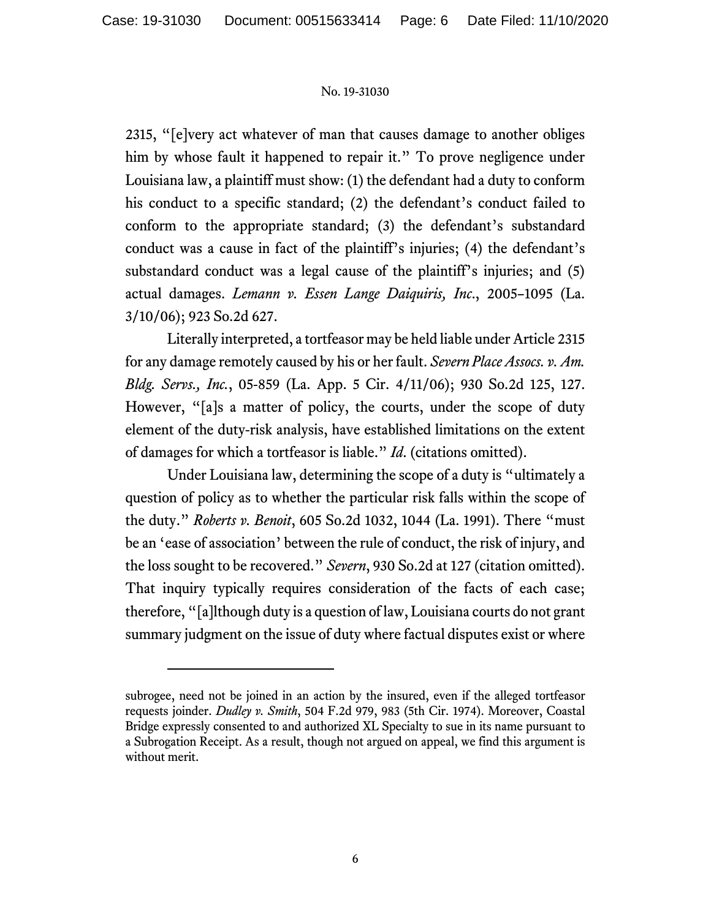2315, "[e]very act whatever of man that causes damage to another obliges him by whose fault it happened to repair it." To prove negligence under Louisiana law, a plaintiff must show: (1) the defendant had a duty to conform his conduct to a specific standard; (2) the defendant's conduct failed to conform to the appropriate standard; (3) the defendant's substandard conduct was a cause in fact of the plaintiff's injuries; (4) the defendant's substandard conduct was a legal cause of the plaintiff's injuries; and (5) actual damages. *Lemann v. Essen Lange Daiquiris, Inc.*, 2005–1095 (La. 3/10/06); 923 So.2d 627.

Literally interpreted, a tortfeasor may be held liable under Article 2315 for any damage remotely caused by his or her fault. *Severn Place Assocs. v. Am. Bldg. Servs., Inc.*, 05-859 (La. App. 5 Cir. 4/11/06); 930 So.2d 125, 127. However, "[a]s a matter of policy, the courts, under the scope of duty element of the duty-risk analysis, have established limitations on the extent of damages for which a tortfeasor is liable." *Id*. (citations omitted).

Under Louisiana law, determining the scope of a duty is "ultimately a question of policy as to whether the particular risk falls within the scope of the duty." *Roberts v. Benoit*, 605 So.2d 1032, 1044 (La. 1991). There "must be an 'ease of association' between the rule of conduct, the risk of injury, and the loss sought to be recovered." *Severn*, 930 So.2d at 127 (citation omitted). That inquiry typically requires consideration of the facts of each case; therefore, "[a]lthough duty is a question of law, Louisiana courts do not grant summary judgment on the issue of duty where factual disputes exist or where

---

subrogee, need not be joined in an action by the insured, even if the alleged tortfeasor requests joinder. *Dudley v. Smith*, 504 F.2d 979, 983 (5th Cir. 1974). Moreover, Coastal Bridge expressly consented to and authorized XL Specialty to sue in its name pursuant to a Subrogation Receipt. As a result, though not argued on appeal, we find this argument is without merit.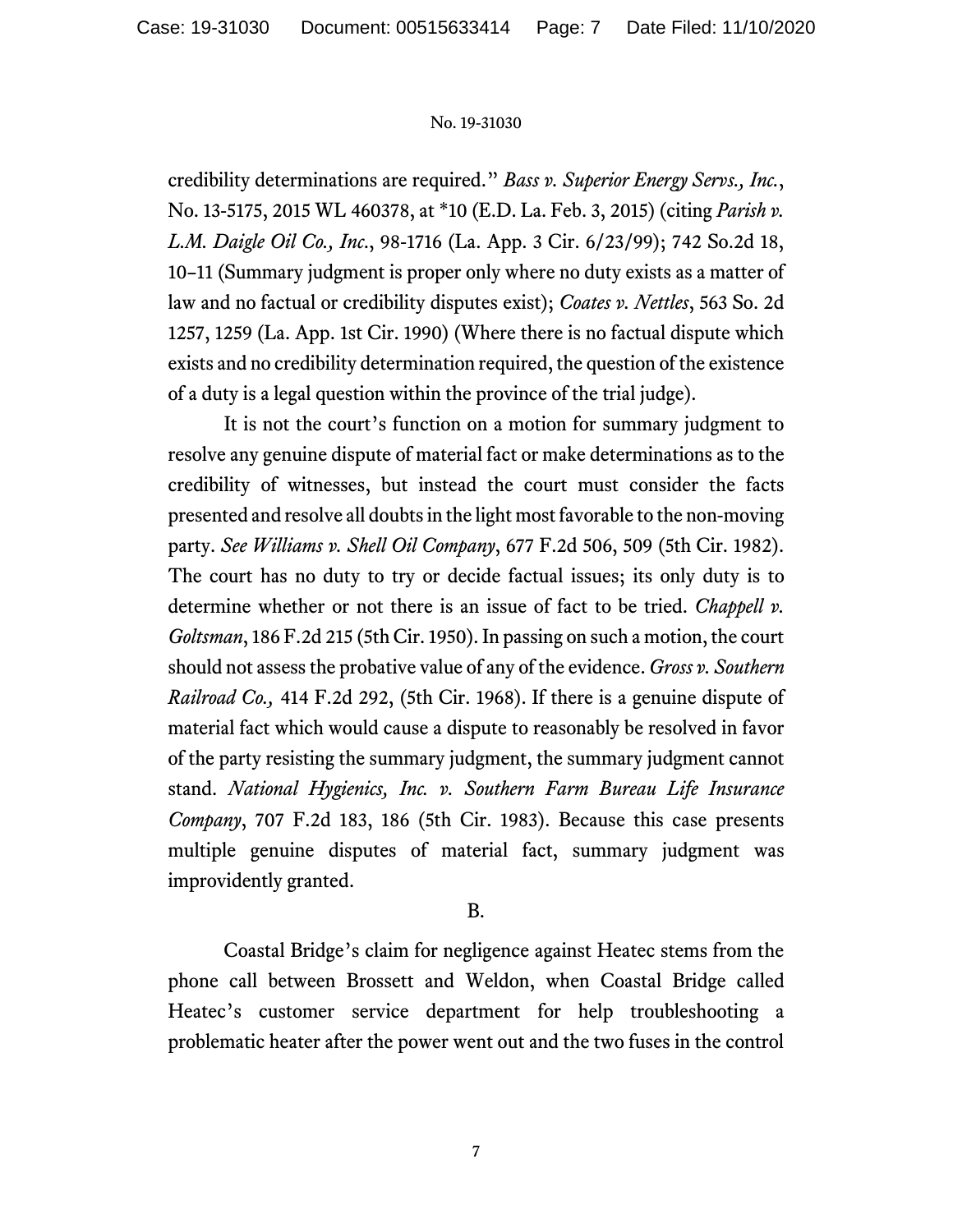credibility determinations are required." *Bass v. Superior Energy Servs., Inc.*, No. 13-5175, 2015 WL 460378, at *10 (E.D. La. Feb. 3, 2015) (citing *Parish v. L.M. Daigle Oil Co., Inc.*, 98-1716 (La. App. 3 Cir. 6/23/99); 742 So.2d 18, 10–11 (Summary judgment is proper only where no duty exists as a matter of law and no factual or credibility disputes exist); *Coates v. Nettles*, 563 So. 2d 1257, 1259 (La. App. 1st Cir. 1990) (Where there is no factual dispute which exists and no credibility determination required, the question of the existence of a duty is a legal question within the province of the trial judge).

It is not the court's function on a motion for summary judgment to resolve any genuine dispute of material fact or make determinations as to the credibility of witnesses, but instead the court must consider the facts presented and resolve all doubts in the light most favorable to the non-moving party. *See Williams v. Shell Oil Company*, 677 F.2d 506, 509 (5th Cir. 1982). The court has no duty to try or decide factual issues; its only duty is to determine whether or not there is an issue of fact to be tried. *Chappell v. Goltsman*, 186 F.2d 215 (5th Cir. 1950). In passing on such a motion, the court should not assess the probative value of any of the evidence. *Gross v. Southern Railroad Co.,* 414 F.2d 292, (5th Cir. 1968). If there is a genuine dispute of material fact which would cause a dispute to reasonably be resolved in favor of the party resisting the summary judgment, the summary judgment cannot stand. *National Hygienics, Inc. v. Southern Farm Bureau Life Insurance Company*, 707 F.2d 183, 186 (5th Cir. 1983). Because this case presents multiple genuine disputes of material fact, summary judgment was improvidently granted.

B.

Coastal Bridge's claim for negligence against Heatec stems from the phone call between Brossett and Weldon, when Coastal Bridge called Heatec's customer service department for help troubleshooting a problematic heater after the power went out and the two fuses in the control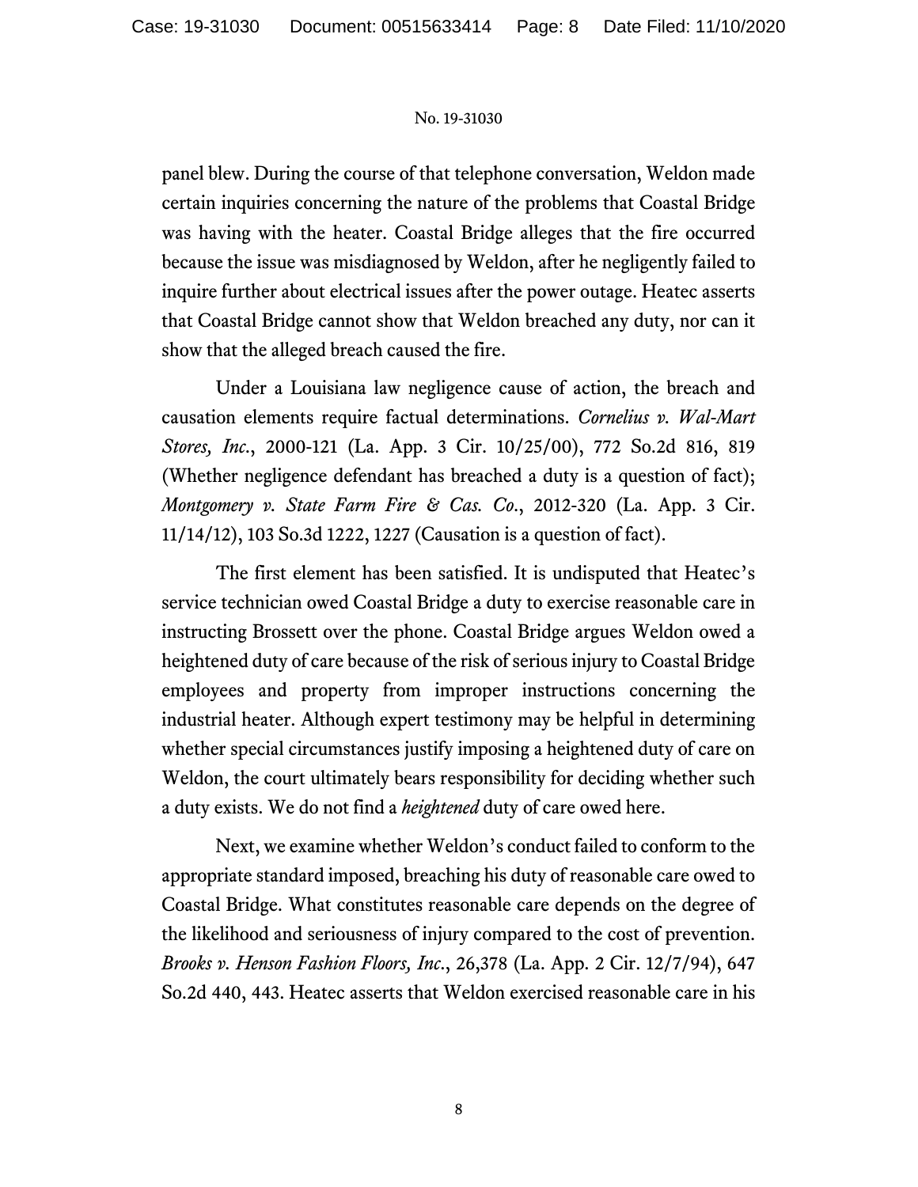panel blew. During the course of that telephone conversation, Weldon made certain inquiries concerning the nature of the problems that Coastal Bridge was having with the heater. Coastal Bridge alleges that the fire occurred because the issue was misdiagnosed by Weldon, after he negligently failed to inquire further about electrical issues after the power outage. Heatec asserts that Coastal Bridge cannot show that Weldon breached any duty, nor can it show that the alleged breach caused the fire.

Under a Louisiana law negligence cause of action, the breach and causation elements require factual determinations. *Cornelius v. Wal-Mart Stores, Inc.*, 2000-121 (La. App. 3 Cir. 10/25/00), 772 So.2d 816, 819 (Whether negligence defendant has breached a duty is a question of fact); *Montgomery v. State Farm Fire & Cas. Co.*, 2012-320 (La. App. 3 Cir. 11/14/12), 103 So.3d 1222, 1227 (Causation is a question of fact).

The first element has been satisfied. It is undisputed that Heatec's service technician owed Coastal Bridge a duty to exercise reasonable care in instructing Brossett over the phone. Coastal Bridge argues Weldon owed a heightened duty of care because of the risk of serious injury to Coastal Bridge employees and property from improper instructions concerning the industrial heater. Although expert testimony may be helpful in determining whether special circumstances justify imposing a heightened duty of care on Weldon, the court ultimately bears responsibility for deciding whether such a duty exists. We do not find a *heightened* duty of care owed here.

Next, we examine whether Weldon's conduct failed to conform to the appropriate standard imposed, breaching his duty of reasonable care owed to Coastal Bridge. What constitutes reasonable care depends on the degree of the likelihood and seriousness of injury compared to the cost of prevention. *Brooks v. Henson Fashion Floors, Inc.*, 26,378 (La. App. 2 Cir. 12/7/94), 647 So.2d 440, 443. Heatec asserts that Weldon exercised reasonable care in his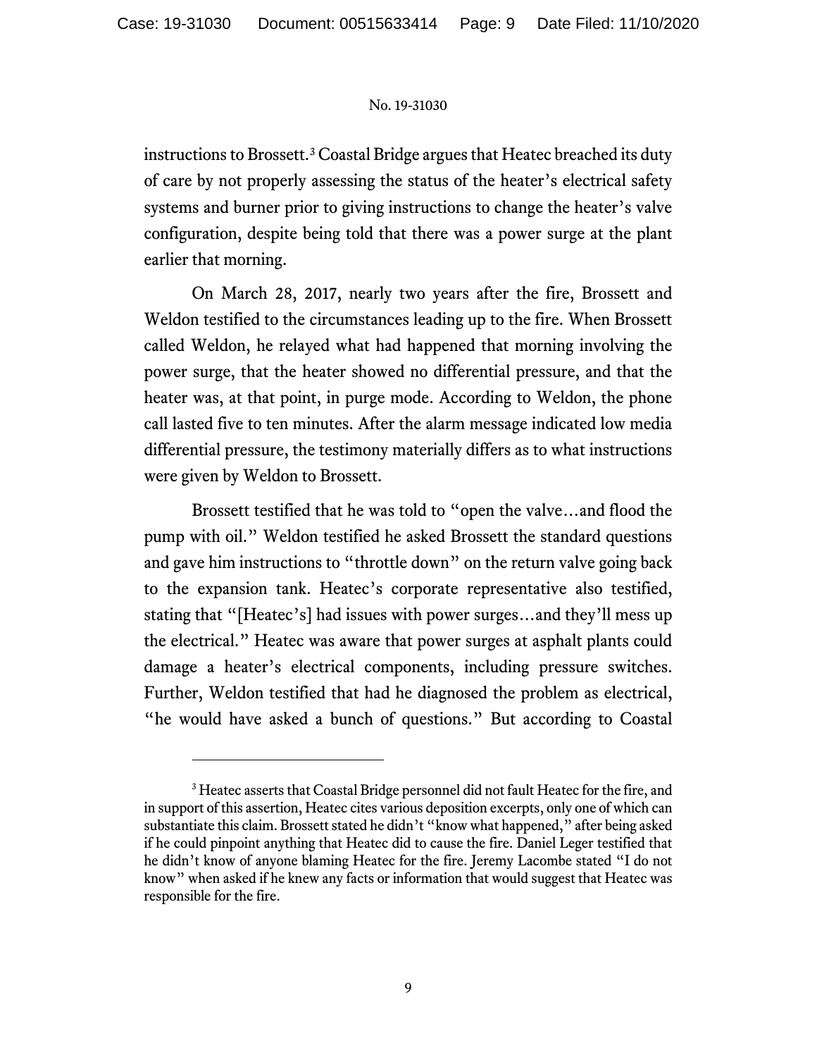instructions to Brossett.[3] Coastal Bridge argues that Heatec breached its duty of care by not properly assessing the status of the heater's electrical safety systems and burner prior to giving instructions to change the heater's valve configuration, despite being told that there was a power surge at the plant earlier that morning.

On March 28, 2017, nearly two years after the fire, Brossett and Weldon testified to the circumstances leading up to the fire. When Brossett called Weldon, he relayed what had happened that morning involving the power surge, that the heater showed no differential pressure, and that the heater was, at that point, in purge mode. According to Weldon, the phone call lasted five to ten minutes. After the alarm message indicated low media differential pressure, the testimony materially differs as to what instructions were given by Weldon to Brossett.

Brossett testified that he was told to "open the valve…and flood the pump with oil." Weldon testified he asked Brossett the standard questions and gave him instructions to "throttle down" on the return valve going back to the expansion tank. Heatec's corporate representative also testified, stating that "[Heatec's] had issues with power surges…and they'll mess up the electrical." Heatec was aware that power surges at asphalt plants could damage a heater's electrical components, including pressure switches. Further, Weldon testified that had he diagnosed the problem as electrical, "he would have asked a bunch of questions." But according to Coastal

---

[3] Heatec asserts that Coastal Bridge personnel did not fault Heatec for the fire, and in support of this assertion, Heatec cites various deposition excerpts, only one of which can substantiate this claim. Brossett stated he didn't "know what happened," after being asked if he could pinpoint anything that Heatec did to cause the fire. Daniel Leger testified that he didn't know of anyone blaming Heatec for the fire. Jeremy Lacombe stated "I do not know" when asked if he knew any facts or information that would suggest that Heatec was responsible for the fire.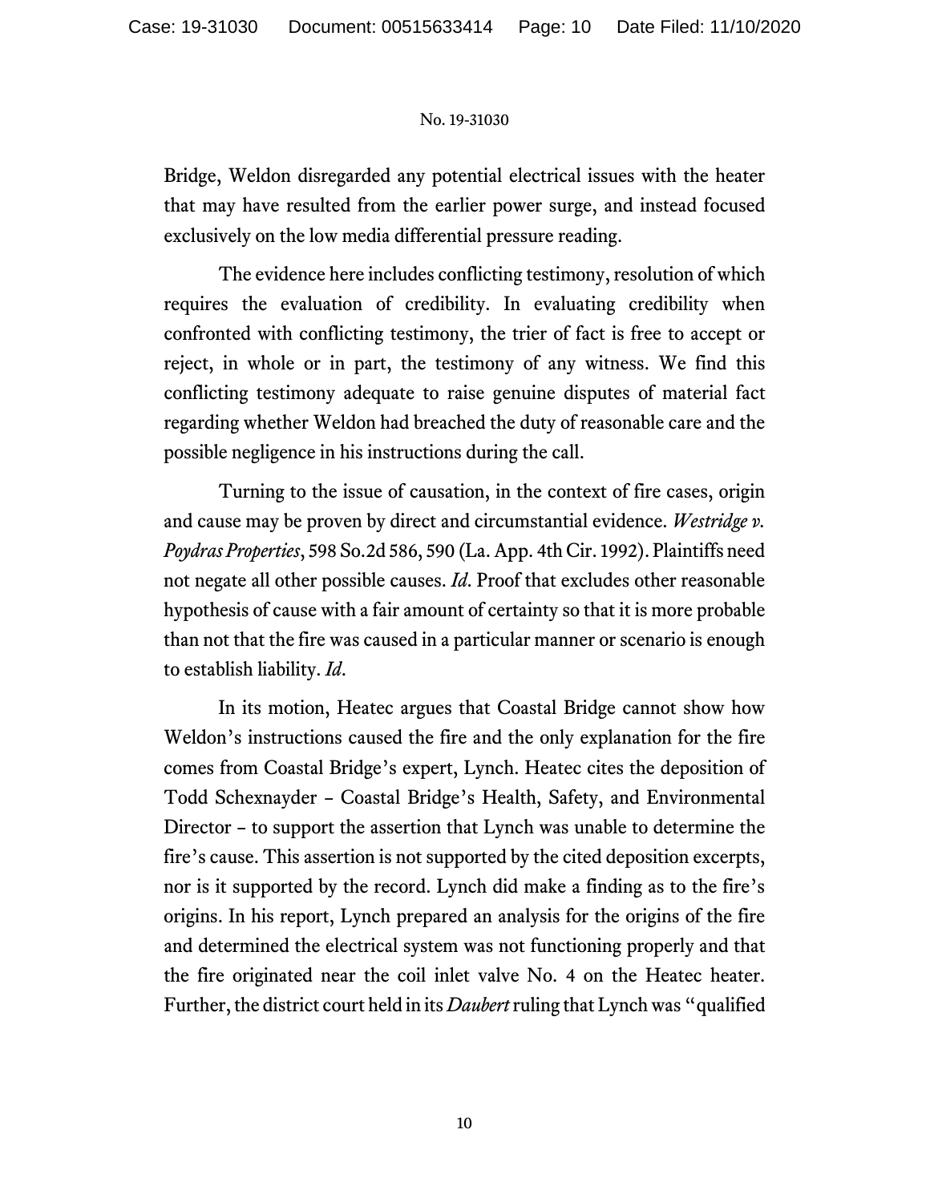Bridge, Weldon disregarded any potential electrical issues with the heater that may have resulted from the earlier power surge, and instead focused exclusively on the low media differential pressure reading.

The evidence here includes conflicting testimony, resolution of which requires the evaluation of credibility. In evaluating credibility when confronted with conflicting testimony, the trier of fact is free to accept or reject, in whole or in part, the testimony of any witness. We find this conflicting testimony adequate to raise genuine disputes of material fact regarding whether Weldon had breached the duty of reasonable care and the possible negligence in his instructions during the call.

Turning to the issue of causation, in the context of fire cases, origin and cause may be proven by direct and circumstantial evidence. *Westridge v. Poydras Properties*, 598 So.2d 586, 590 (La. App. 4th Cir. 1992). Plaintiffs need not negate all other possible causes. *Id*. Proof that excludes other reasonable hypothesis of cause with a fair amount of certainty so that it is more probable than not that the fire was caused in a particular manner or scenario is enough to establish liability. *Id*.

In its motion, Heatec argues that Coastal Bridge cannot show how Weldon's instructions caused the fire and the only explanation for the fire comes from Coastal Bridge's expert, Lynch. Heatec cites the deposition of Todd Schexnayder – Coastal Bridge's Health, Safety, and Environmental Director – to support the assertion that Lynch was unable to determine the fire's cause. This assertion is not supported by the cited deposition excerpts, nor is it supported by the record. Lynch did make a finding as to the fire's origins. In his report, Lynch prepared an analysis for the origins of the fire and determined the electrical system was not functioning properly and that the fire originated near the coil inlet valve No. 4 on the Heatec heater. Further, the district court held in its *Daubert* ruling that Lynch was "qualified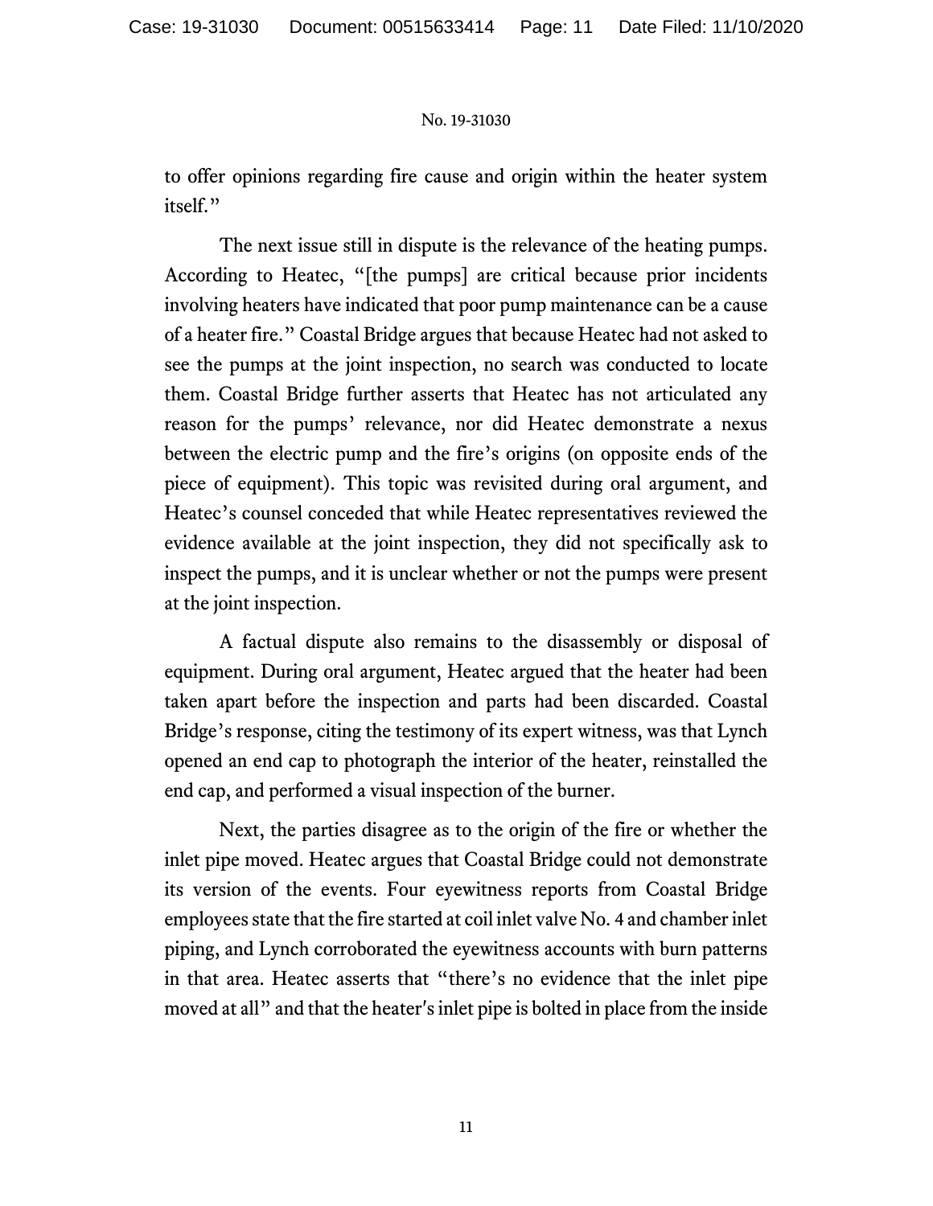to offer opinions regarding fire cause and origin within the heater system itself."

The next issue still in dispute is the relevance of the heating pumps. According to Heatec, "[the pumps] are critical because prior incidents involving heaters have indicated that poor pump maintenance can be a cause of a heater fire." Coastal Bridge argues that because Heatec had not asked to see the pumps at the joint inspection, no search was conducted to locate them. Coastal Bridge further asserts that Heatec has not articulated any reason for the pumps' relevance, nor did Heatec demonstrate a nexus between the electric pump and the fire's origins (on opposite ends of the piece of equipment). This topic was revisited during oral argument, and Heatec's counsel conceded that while Heatec representatives reviewed the evidence available at the joint inspection, they did not specifically ask to inspect the pumps, and it is unclear whether or not the pumps were present at the joint inspection.

A factual dispute also remains to the disassembly or disposal of equipment. During oral argument, Heatec argued that the heater had been taken apart before the inspection and parts had been discarded. Coastal Bridge's response, citing the testimony of its expert witness, was that Lynch opened an end cap to photograph the interior of the heater, reinstalled the end cap, and performed a visual inspection of the burner.

Next, the parties disagree as to the origin of the fire or whether the inlet pipe moved. Heatec argues that Coastal Bridge could not demonstrate its version of the events. Four eyewitness reports from Coastal Bridge employees state that the fire started at coil inlet valve No. 4 and chamber inlet piping, and Lynch corroborated the eyewitness accounts with burn patterns in that area. Heatec asserts that "there's no evidence that the inlet pipe moved at all" and that the heater's inlet pipe is bolted in place from the inside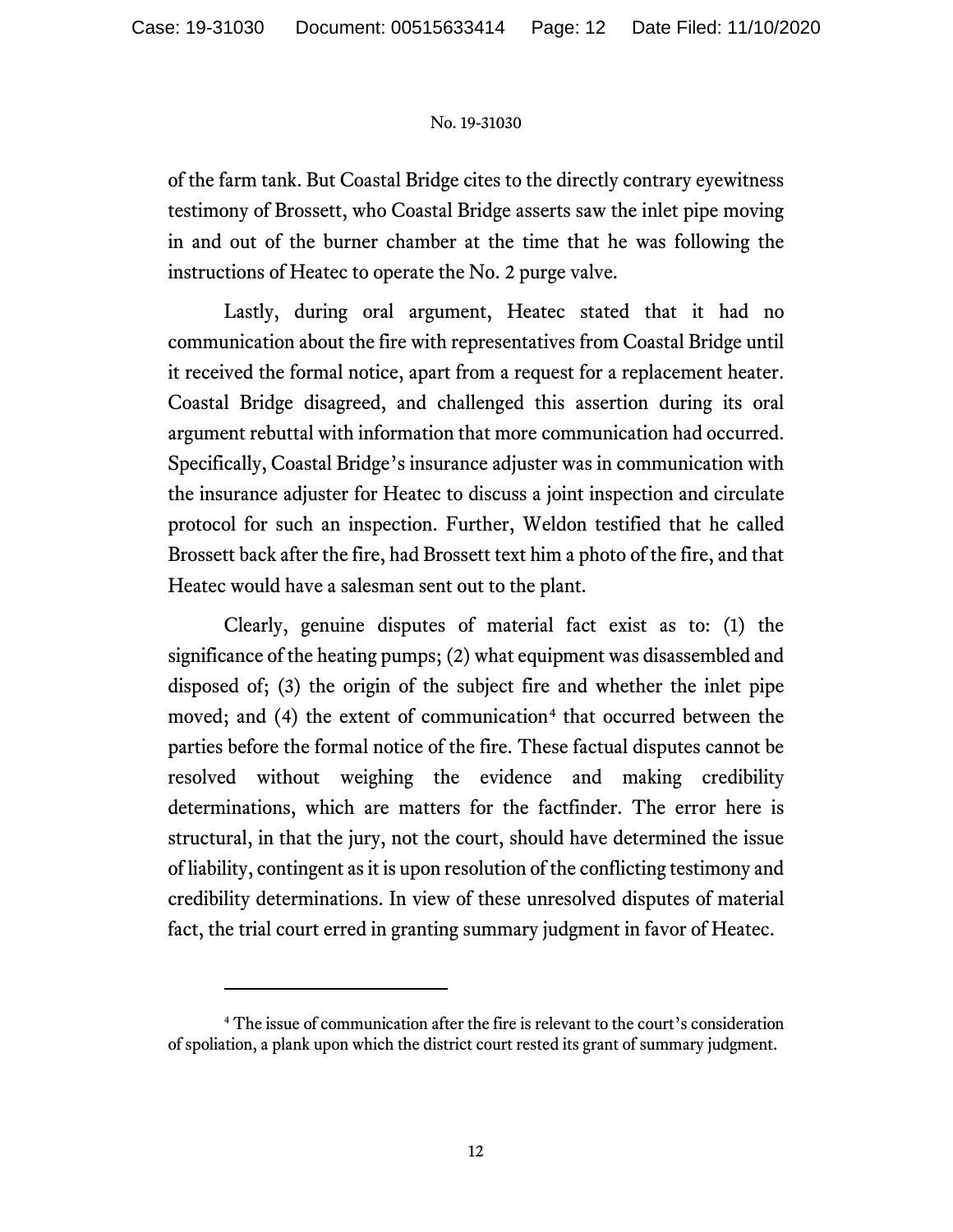of the farm tank. But Coastal Bridge cites to the directly contrary eyewitness testimony of Brossett, who Coastal Bridge asserts saw the inlet pipe moving in and out of the burner chamber at the time that he was following the instructions of Heatec to operate the No. 2 purge valve.

Lastly, during oral argument, Heatec stated that it had no communication about the fire with representatives from Coastal Bridge until it received the formal notice, apart from a request for a replacement heater. Coastal Bridge disagreed, and challenged this assertion during its oral argument rebuttal with information that more communication had occurred. Specifically, Coastal Bridge's insurance adjuster was in communication with the insurance adjuster for Heatec to discuss a joint inspection and circulate protocol for such an inspection. Further, Weldon testified that he called Brossett back after the fire, had Brossett text him a photo of the fire, and that Heatec would have a salesman sent out to the plant.

Clearly, genuine disputes of material fact exist as to: (1) the significance of the heating pumps; (2) what equipment was disassembled and disposed of; (3) the origin of the subject fire and whether the inlet pipe moved; and (4) the extent of communication[4] that occurred between the parties before the formal notice of the fire. These factual disputes cannot be resolved without weighing the evidence and making credibility determinations, which are matters for the factfinder. The error here is structural, in that the jury, not the court, should have determined the issue of liability, contingent as it is upon resolution of the conflicting testimony and credibility determinations. In view of these unresolved disputes of material fact, the trial court erred in granting summary judgment in favor of Heatec.

---

[4] The issue of communication after the fire is relevant to the court's consideration of spoliation, a plank upon which the district court rested its grant of summary judgment.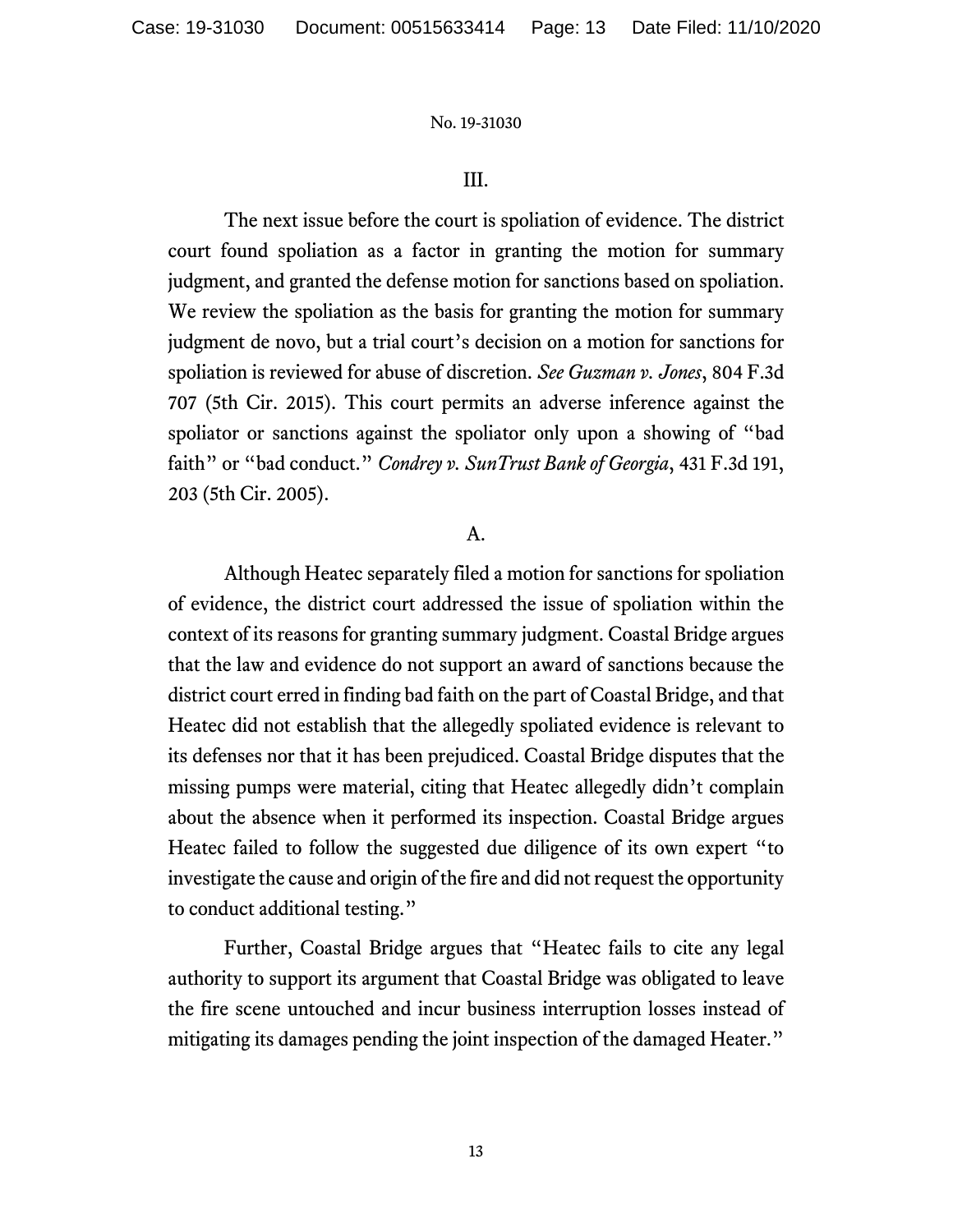III.

The next issue before the court is spoliation of evidence. The district court found spoliation as a factor in granting the motion for summary judgment, and granted the defense motion for sanctions based on spoliation. We review the spoliation as the basis for granting the motion for summary judgment de novo, but a trial court's decision on a motion for sanctions for spoliation is reviewed for abuse of discretion. *See Guzman v. Jones*, 804 F.3d 707 (5th Cir. 2015). This court permits an adverse inference against the spoliator or sanctions against the spoliator only upon a showing of "bad faith" or "bad conduct." *Condrey v. SunTrust Bank of Georgia*, 431 F.3d 191, 203 (5th Cir. 2005).

A.

Although Heatec separately filed a motion for sanctions for spoliation of evidence, the district court addressed the issue of spoliation within the context of its reasons for granting summary judgment. Coastal Bridge argues that the law and evidence do not support an award of sanctions because the district court erred in finding bad faith on the part of Coastal Bridge, and that Heatec did not establish that the allegedly spoliated evidence is relevant to its defenses nor that it has been prejudiced. Coastal Bridge disputes that the missing pumps were material, citing that Heatec allegedly didn't complain about the absence when it performed its inspection. Coastal Bridge argues Heatec failed to follow the suggested due diligence of its own expert "to investigate the cause and origin of the fire and did not request the opportunity to conduct additional testing."

Further, Coastal Bridge argues that "Heatec fails to cite any legal authority to support its argument that Coastal Bridge was obligated to leave the fire scene untouched and incur business interruption losses instead of mitigating its damages pending the joint inspection of the damaged Heater."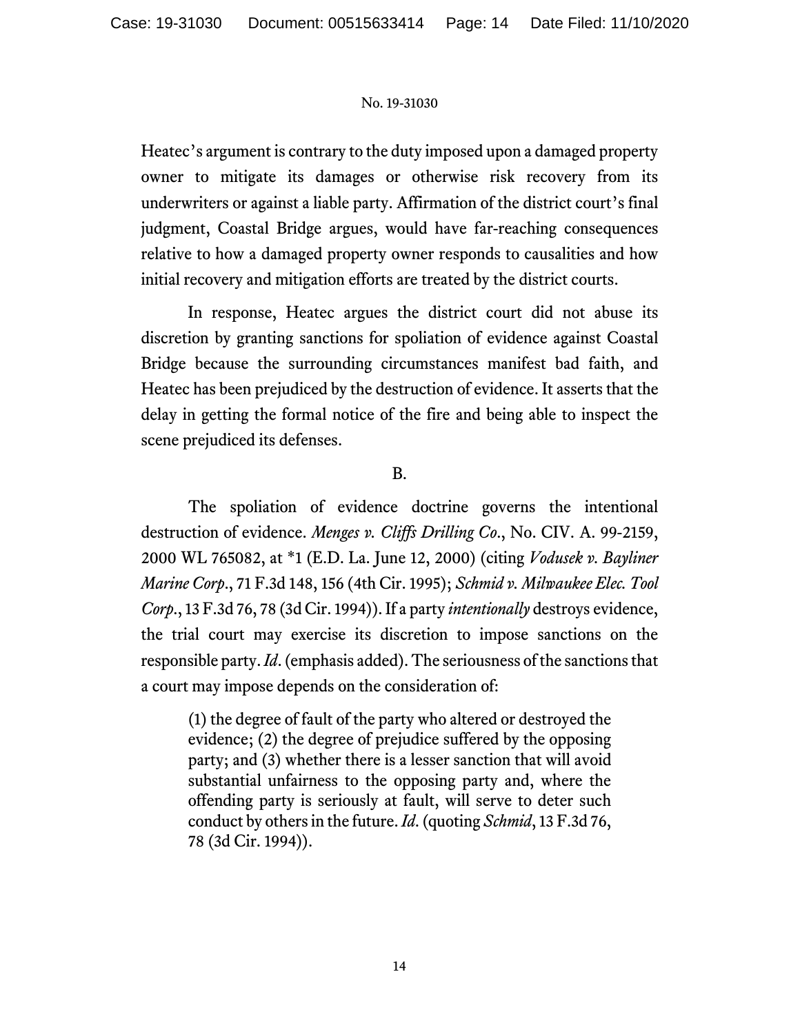Heatec's argument is contrary to the duty imposed upon a damaged property owner to mitigate its damages or otherwise risk recovery from its underwriters or against a liable party. Affirmation of the district court's final judgment, Coastal Bridge argues, would have far-reaching consequences relative to how a damaged property owner responds to causalities and how initial recovery and mitigation efforts are treated by the district courts.

In response, Heatec argues the district court did not abuse its discretion by granting sanctions for spoliation of evidence against Coastal Bridge because the surrounding circumstances manifest bad faith, and Heatec has been prejudiced by the destruction of evidence. It asserts that the delay in getting the formal notice of the fire and being able to inspect the scene prejudiced its defenses.

B.

The spoliation of evidence doctrine governs the intentional destruction of evidence. *Menges v. Cliffs Drilling Co.*, No. CIV. A. 99-2159, 2000 WL 765082, at *1 (E.D. La. June 12, 2000) (citing *Vodusek v. Bayliner Marine Corp.*, 71 F.3d 148, 156 (4th Cir. 1995); *Schmid v. Milwaukee Elec. Tool Corp.*, 13 F.3d 76, 78 (3d Cir. 1994)). If a party *intentionally* destroys evidence, the trial court may exercise its discretion to impose sanctions on the responsible party. *Id.* (emphasis added). The seriousness of the sanctions that a court may impose depends on the consideration of:

> (1) the degree of fault of the party who altered or destroyed the evidence; (2) the degree of prejudice suffered by the opposing party; and (3) whether there is a lesser sanction that will avoid substantial unfairness to the opposing party and, where the offending party is seriously at fault, will serve to deter such conduct by others in the future. *Id.* (quoting *Schmid*, 13 F.3d 76, 78 (3d Cir. 1994)).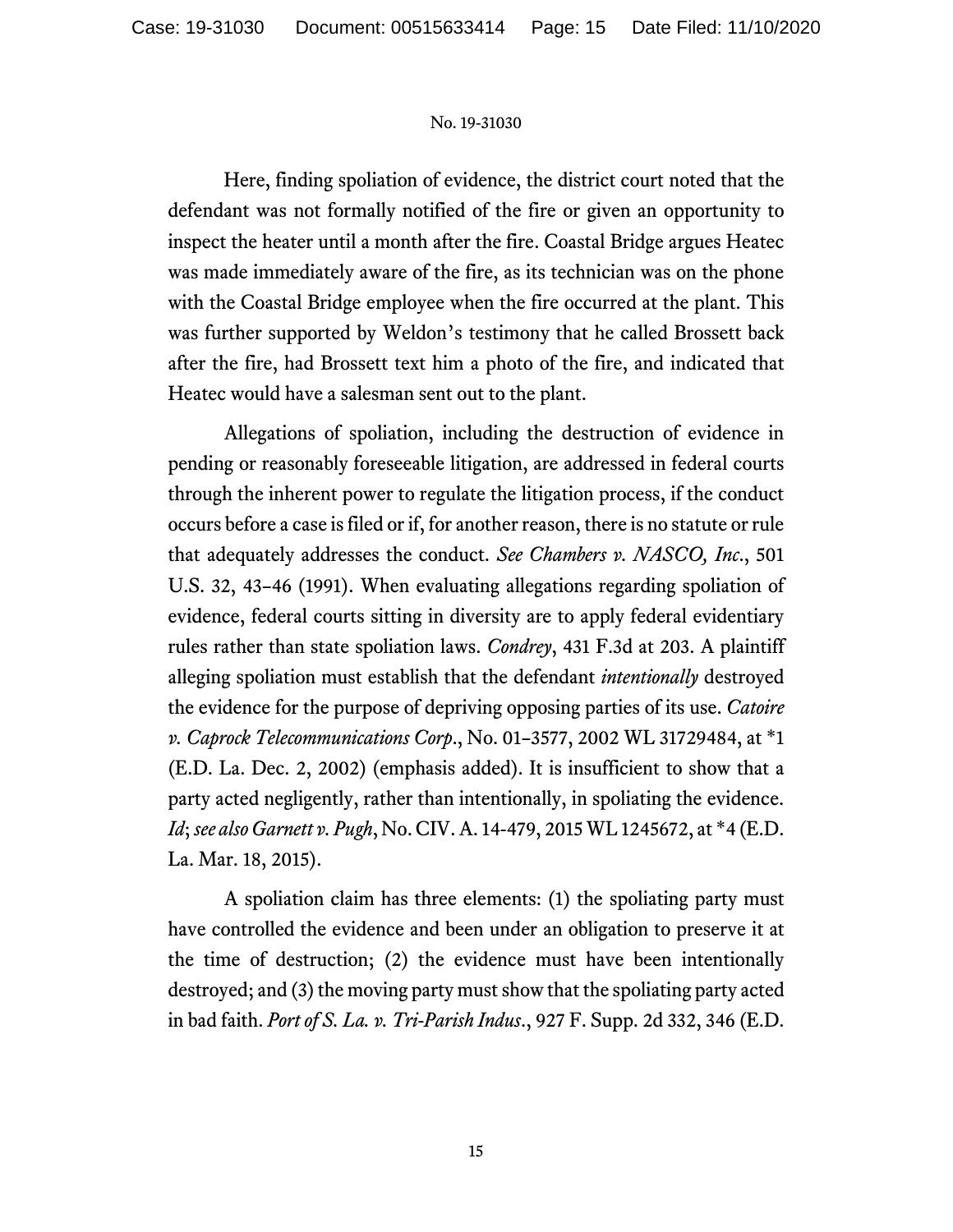Here, finding spoliation of evidence, the district court noted that the defendant was not formally notified of the fire or given an opportunity to inspect the heater until a month after the fire. Coastal Bridge argues Heatec was made immediately aware of the fire, as its technician was on the phone with the Coastal Bridge employee when the fire occurred at the plant. This was further supported by Weldon's testimony that he called Brossett back after the fire, had Brossett text him a photo of the fire, and indicated that Heatec would have a salesman sent out to the plant.

Allegations of spoliation, including the destruction of evidence in pending or reasonably foreseeable litigation, are addressed in federal courts through the inherent power to regulate the litigation process, if the conduct occurs before a case is filed or if, for another reason, there is no statute or rule that adequately addresses the conduct. *See Chambers v. NASCO, Inc.*, 501 U.S. 32, 43–46 (1991). When evaluating allegations regarding spoliation of evidence, federal courts sitting in diversity are to apply federal evidentiary rules rather than state spoliation laws. *Condrey*, 431 F.3d at 203. A plaintiff alleging spoliation must establish that the defendant *intentionally* destroyed the evidence for the purpose of depriving opposing parties of its use. *Catoire v. Caprock Telecommunications Corp.*, No. 01–3577, 2002 WL 31729484, at *1 (E.D. La. Dec. 2, 2002) (emphasis added). It is insufficient to show that a party acted negligently, rather than intentionally, in spoliating the evidence. *Id*; *see also Garnett v. Pugh*, No. CIV. A. 14-479, 2015 WL 1245672, at *4 (E.D. La. Mar. 18, 2015).

A spoliation claim has three elements: (1) the spoliating party must have controlled the evidence and been under an obligation to preserve it at the time of destruction; (2) the evidence must have been intentionally destroyed; and (3) the moving party must show that the spoliating party acted in bad faith. *Port of S. La. v. Tri-Parish Indus.*, 927 F. Supp. 2d 332, 346 (E.D.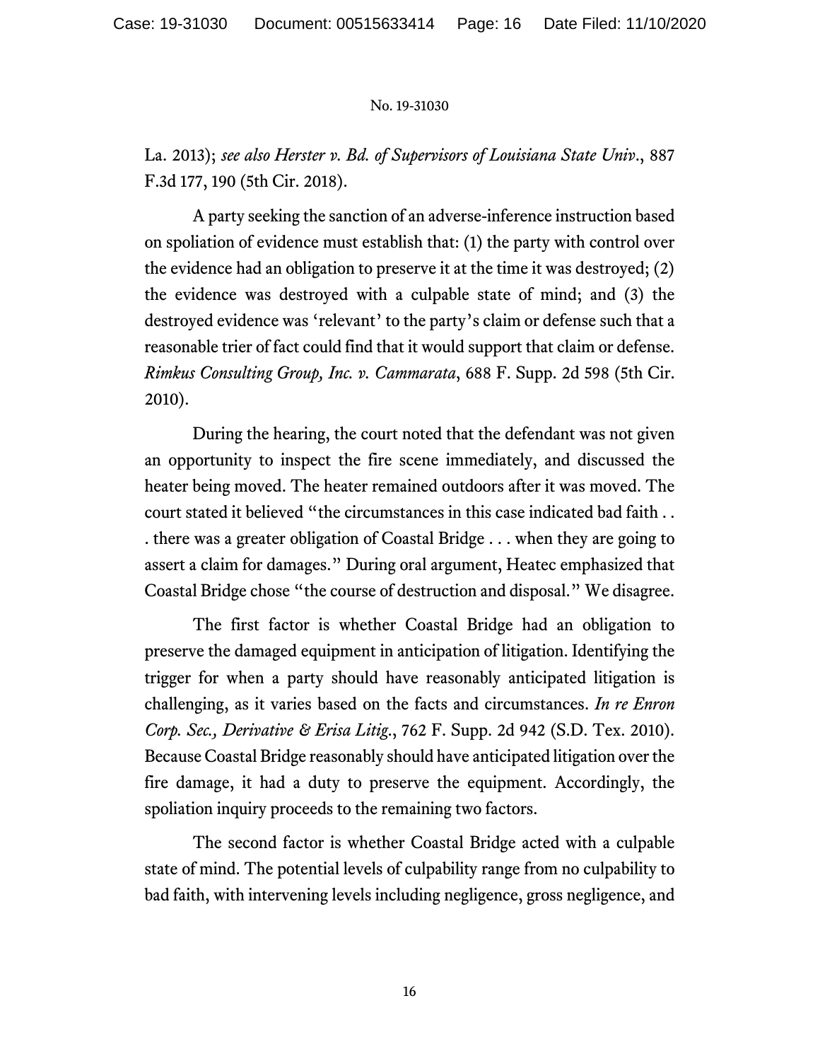La. 2013); *see also Herster v. Bd. of Supervisors of Louisiana State Univ.*, 887 F.3d 177, 190 (5th Cir. 2018).

A party seeking the sanction of an adverse-inference instruction based on spoliation of evidence must establish that: (1) the party with control over the evidence had an obligation to preserve it at the time it was destroyed; (2) the evidence was destroyed with a culpable state of mind; and (3) the destroyed evidence was 'relevant' to the party's claim or defense such that a reasonable trier of fact could find that it would support that claim or defense. *Rimkus Consulting Group, Inc. v. Cammarata*, 688 F. Supp. 2d 598 (5th Cir. 2010).

During the hearing, the court noted that the defendant was not given an opportunity to inspect the fire scene immediately, and discussed the heater being moved. The heater remained outdoors after it was moved. The court stated it believed "the circumstances in this case indicated bad faith . . . there was a greater obligation of Coastal Bridge . . . when they are going to assert a claim for damages." During oral argument, Heatec emphasized that Coastal Bridge chose "the course of destruction and disposal." We disagree.

The first factor is whether Coastal Bridge had an obligation to preserve the damaged equipment in anticipation of litigation. Identifying the trigger for when a party should have reasonably anticipated litigation is challenging, as it varies based on the facts and circumstances. *In re Enron Corp. Sec., Derivative & Erisa Litig.*, 762 F. Supp. 2d 942 (S.D. Tex. 2010). Because Coastal Bridge reasonably should have anticipated litigation over the fire damage, it had a duty to preserve the equipment. Accordingly, the spoliation inquiry proceeds to the remaining two factors.

The second factor is whether Coastal Bridge acted with a culpable state of mind. The potential levels of culpability range from no culpability to bad faith, with intervening levels including negligence, gross negligence, and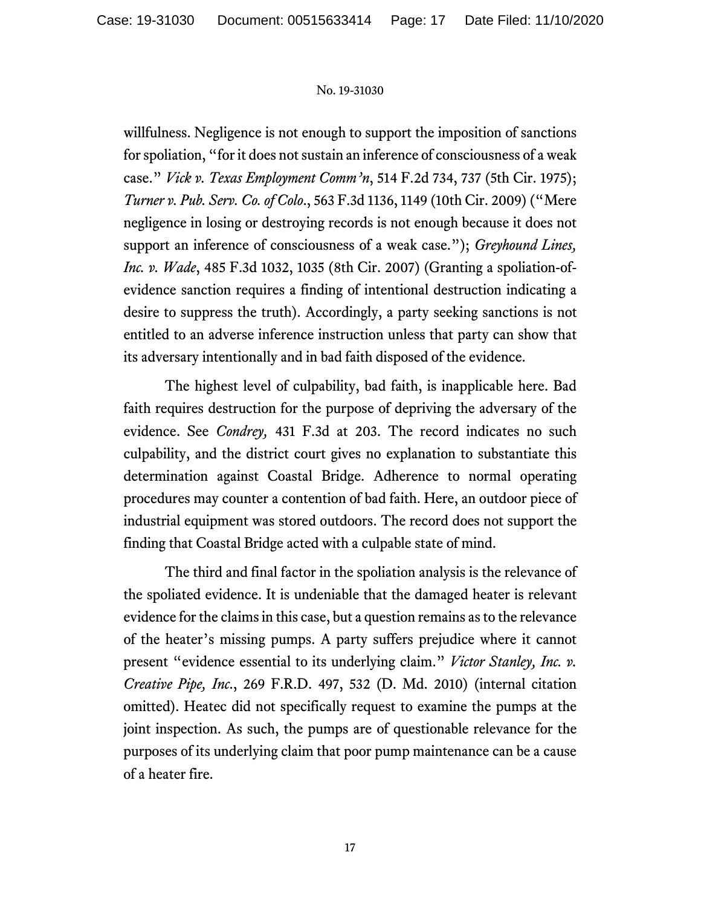willfulness. Negligence is not enough to support the imposition of sanctions for spoliation, "for it does not sustain an inference of consciousness of a weak case." *Vick v. Texas Employment Comm'n*, 514 F.2d 734, 737 (5th Cir. 1975); *Turner v. Pub. Serv. Co. of Colo*., 563 F.3d 1136, 1149 (10th Cir. 2009) ("Mere negligence in losing or destroying records is not enough because it does not support an inference of consciousness of a weak case."); *Greyhound Lines, Inc. v. Wade*, 485 F.3d 1032, 1035 (8th Cir. 2007) (Granting a spoliation-of-evidence sanction requires a finding of intentional destruction indicating a desire to suppress the truth). Accordingly, a party seeking sanctions is not entitled to an adverse inference instruction unless that party can show that its adversary intentionally and in bad faith disposed of the evidence.

The highest level of culpability, bad faith, is inapplicable here. Bad faith requires destruction for the purpose of depriving the adversary of the evidence. See *Condrey,* 431 F.3d at 203. The record indicates no such culpability, and the district court gives no explanation to substantiate this determination against Coastal Bridge. Adherence to normal operating procedures may counter a contention of bad faith. Here, an outdoor piece of industrial equipment was stored outdoors. The record does not support the finding that Coastal Bridge acted with a culpable state of mind.

The third and final factor in the spoliation analysis is the relevance of the spoliated evidence. It is undeniable that the damaged heater is relevant evidence for the claims in this case, but a question remains as to the relevance of the heater's missing pumps. A party suffers prejudice where it cannot present "evidence essential to its underlying claim." *Victor Stanley, Inc. v. Creative Pipe, Inc*., 269 F.R.D. 497, 532 (D. Md. 2010) (internal citation omitted). Heatec did not specifically request to examine the pumps at the joint inspection. As such, the pumps are of questionable relevance for the purposes of its underlying claim that poor pump maintenance can be a cause of a heater fire.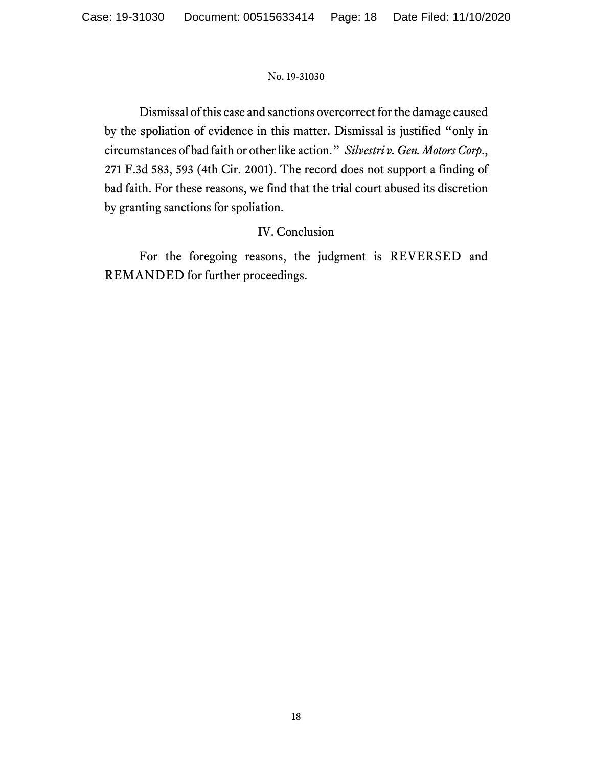Dismissal of this case and sanctions overcorrect for the damage caused by the spoliation of evidence in this matter. Dismissal is justified "only in circumstances of bad faith or other like action." *Silvestri v. Gen. Motors Corp.*, 271 F.3d 583, 593 (4th Cir. 2001). The record does not support a finding of bad faith. For these reasons, we find that the trial court abused its discretion by granting sanctions for spoliation.

## IV. Conclusion

For the foregoing reasons, the judgment is REVERSED and REMANDED for further proceedings.